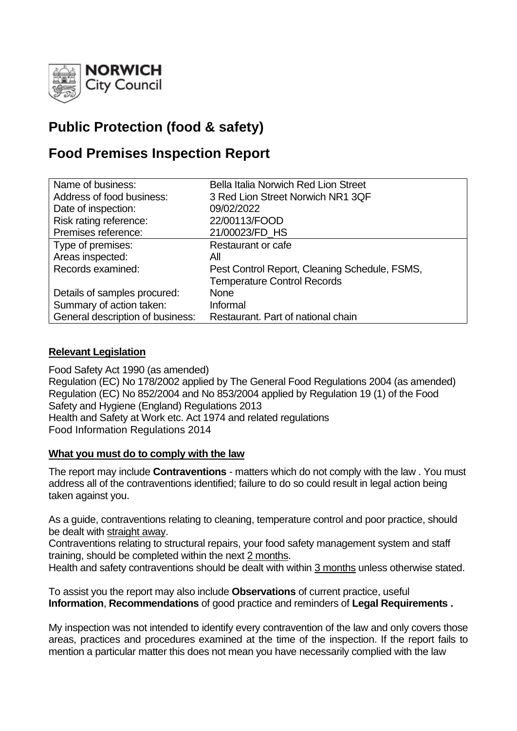NORWICH City Council

# Public Protection (food & safety)

# Food Premises Inspection Report

| | |
|---|---|
| Name of business: | Bella Italia Norwich Red Lion Street |
| Address of food business: | 3 Red Lion Street Norwich NR1 3QF |
| Date of inspection: | 09/02/2022 |
| Risk rating reference: | 22/00113/FOOD |
| Premises reference: | 21/00023/FD_HS |
| Type of premises: | Restaurant or cafe |
| Areas inspected: | All |
| Records examined: | Pest Control Report, Cleaning Schedule, FSMS, Temperature Control Records |
| Details of samples procured: | None |
| Summary of action taken: | Informal |
| General description of business: | Restaurant. Part of national chain |

## Relevant Legislation

Food Safety Act 1990 (as amended)
Regulation (EC) No 178/2002 applied by The General Food Regulations 2004 (as amended)
Regulation (EC) No 852/2004 and No 853/2004 applied by Regulation 19 (1) of the Food Safety and Hygiene (England) Regulations 2013
Health and Safety at Work etc. Act 1974 and related regulations
Food Information Regulations 2014

## What you must do to comply with the law

The report may include **Contraventions** - matters which do not comply with the law . You must address all of the contraventions identified; failure to do so could result in legal action being taken against you.

As a guide, contraventions relating to cleaning, temperature control and poor practice, should be dealt with straight away.
Contraventions relating to structural repairs, your food safety management system and staff training, should be completed within the next 2 months.
Health and safety contraventions should be dealt with within 3 months unless otherwise stated.

To assist you the report may also include **Observations** of current practice, useful **Information**, **Recommendations** of good practice and reminders of **Legal Requirements .**

My inspection was not intended to identify every contravention of the law and only covers those areas, practices and procedures examined at the time of the inspection. If the report fails to mention a particular matter this does not mean you have necessarily complied with the law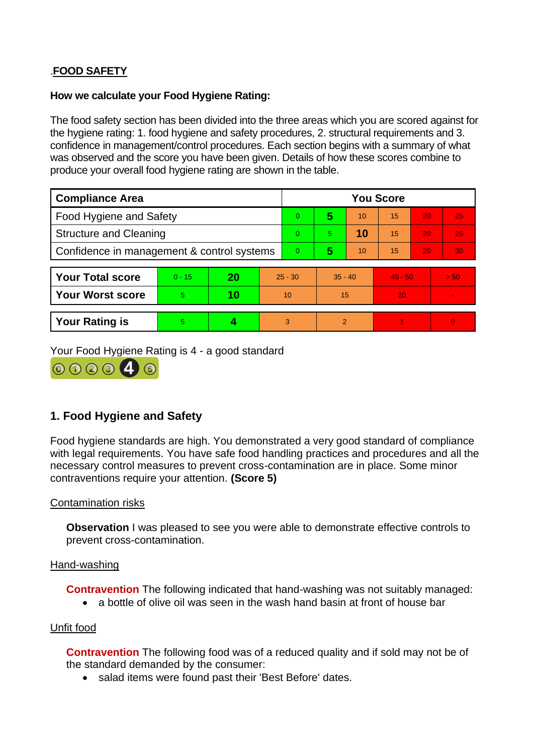.**FOOD SAFETY**

**How we calculate your Food Hygiene Rating:**

The food safety section has been divided into the three areas which you are scored against for the hygiene rating: 1. food hygiene and safety procedures, 2. structural requirements and 3. confidence in management/control procedures. Each section begins with a summary of what was observed and the score you have been given. Details of how these scores combine to produce your overall food hygiene rating are shown in the table.

| Compliance Area | You Score | | | | | |
|---|---|---|---|---|---|---|
| Food Hygiene and Safety | 0 | **5** | 10 | 15 | 20 | 25 |
| Structure and Cleaning | 0 | 5 | **10** | 15 | 20 | 25 |
| Confidence in management & control systems | 0 | **5** | 10 | 15 | 20 | 30 |

| | | | | | | |
|---|---|---|---|---|---|---|
| **Your Total score** | 0 - 15 | **20** | 25 - 30 | 35 - 40 | 45 - 50 | > 50 |
| **Your Worst score** | 5 | **10** | 10 | 15 | 20 | - |

| | | | | | | |
|---|---|---|---|---|---|---|
| **Your Rating is** | 5 | **4** | 3 | 2 | 1 | 0 |

Your Food Hygiene Rating is 4 - a good standard

## 1. Food Hygiene and Safety

Food hygiene standards are high. You demonstrated a very good standard of compliance with legal requirements. You have safe food handling practices and procedures and all the necessary control measures to prevent cross-contamination are in place. Some minor contraventions require your attention. **(Score 5)**

Contamination risks

**Observation** I was pleased to see you were able to demonstrate effective controls to prevent cross-contamination.

Hand-washing

**Contravention** The following indicated that hand-washing was not suitably managed:

- a bottle of olive oil was seen in the wash hand basin at front of house bar

Unfit food

**Contravention** The following food was of a reduced quality and if sold may not be of the standard demanded by the consumer:

- salad items were found past their 'Best Before' dates.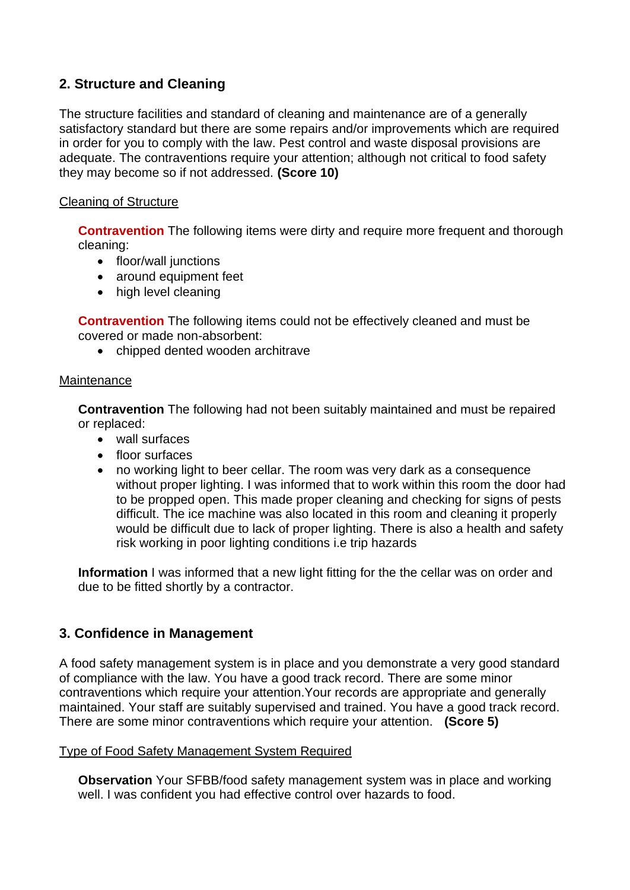## 2. Structure and Cleaning

The structure facilities and standard of cleaning and maintenance are of a generally satisfactory standard but there are some repairs and/or improvements which are required in order for you to comply with the law. Pest control and waste disposal provisions are adequate. The contraventions require your attention; although not critical to food safety they may become so if not addressed. **(Score 10)**

Cleaning of Structure

**Contravention** The following items were dirty and require more frequent and thorough cleaning:

- floor/wall junctions
- around equipment feet
- high level cleaning

**Contravention** The following items could not be effectively cleaned and must be covered or made non-absorbent:

- chipped dented wooden architrave

Maintenance

**Contravention** The following had not been suitably maintained and must be repaired or replaced:

- wall surfaces
- floor surfaces
- no working light to beer cellar. The room was very dark as a consequence without proper lighting. I was informed that to work within this room the door had to be propped open. This made proper cleaning and checking for signs of pests difficult. The ice machine was also located in this room and cleaning it properly would be difficult due to lack of proper lighting. There is also a health and safety risk working in poor lighting conditions i.e trip hazards

**Information** I was informed that a new light fitting for the the cellar was on order and due to be fitted shortly by a contractor.

## 3. Confidence in Management

A food safety management system is in place and you demonstrate a very good standard of compliance with the law. You have a good track record. There are some minor contraventions which require your attention.Your records are appropriate and generally maintained. Your staff are suitably supervised and trained. You have a good track record. There are some minor contraventions which require your attention. **(Score 5)**

Type of Food Safety Management System Required

**Observation** Your SFBB/food safety management system was in place and working well. I was confident you had effective control over hazards to food.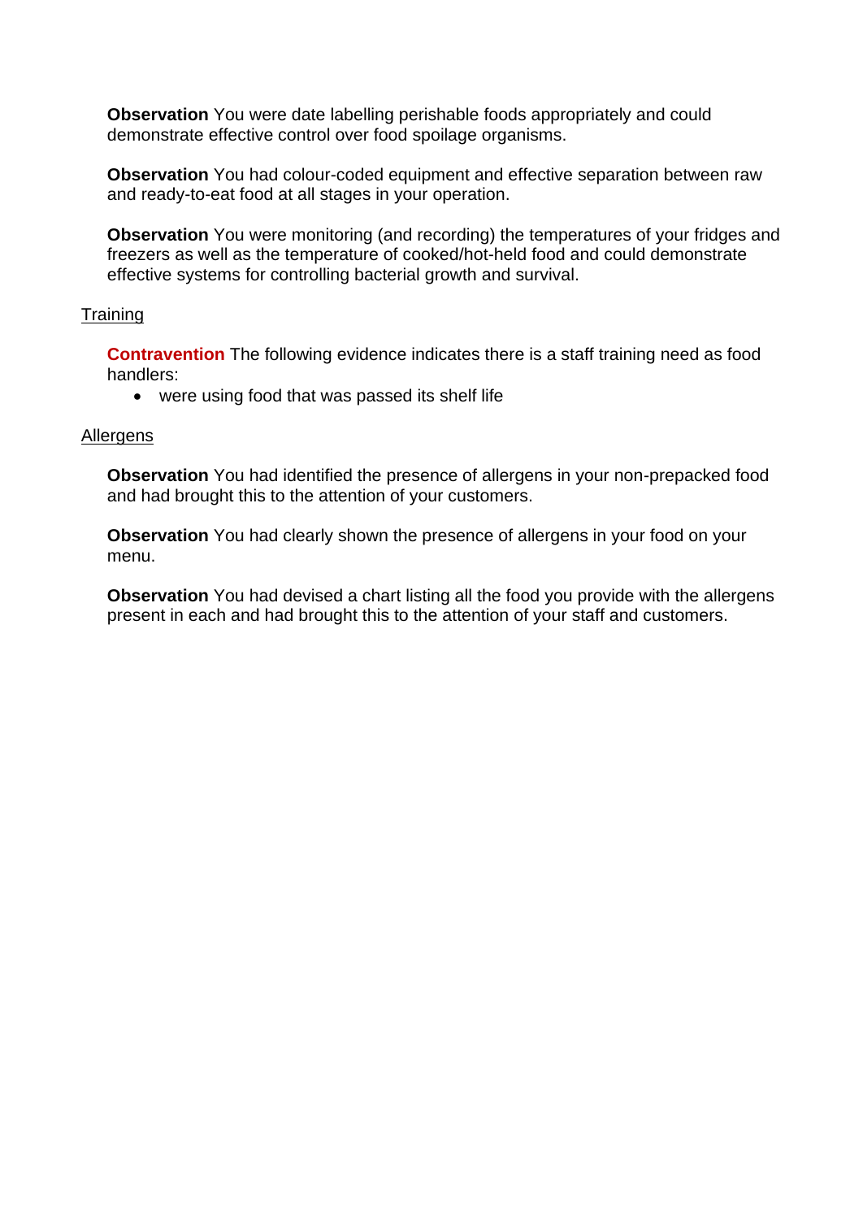**Observation** You were date labelling perishable foods appropriately and could demonstrate effective control over food spoilage organisms.

**Observation** You had colour-coded equipment and effective separation between raw and ready-to-eat food at all stages in your operation.

**Observation** You were monitoring (and recording) the temperatures of your fridges and freezers as well as the temperature of cooked/hot-held food and could demonstrate effective systems for controlling bacterial growth and survival.

<u>Training</u>

**Contravention** The following evidence indicates there is a staff training need as food handlers:

- were using food that was passed its shelf life

<u>Allergens</u>

**Observation** You had identified the presence of allergens in your non-prepacked food and had brought this to the attention of your customers.

**Observation** You had clearly shown the presence of allergens in your food on your menu.

**Observation** You had devised a chart listing all the food you provide with the allergens present in each and had brought this to the attention of your staff and customers.